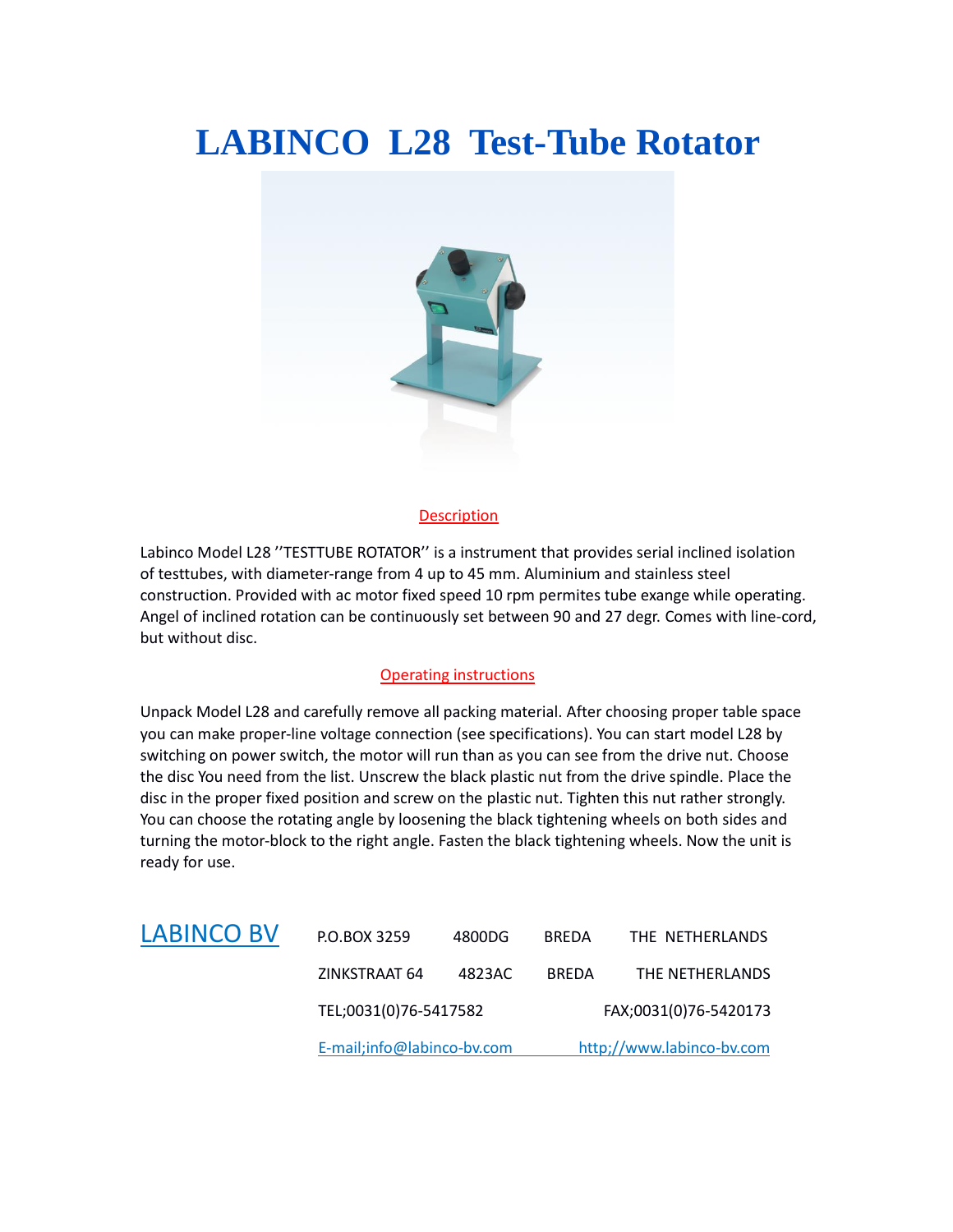# LABINCO L28 Test-Tube Rotator

## Description

Labinco Model L28 ''TESTTUBE ROTATOR'' is a instrument that provides serial inclined isolation of testtubes, with diameter-range from 4 up to 45 mm. Aluminium and stainless steel construction. Provided with ac motor fixed speed 10 rpm permites tube exange while operating. Angel of inclined rotation can be continuously set between 90 and 27 degr. Comes with line-cord, but without disc.

## Operating instructions

Unpack Model L28 and carefully remove all packing material. After choosing proper table space you can make proper-line voltage connection (see specifications). You can start model L28 by switching on power switch, the motor will run than as you can see from the drive nut. Choose the disc You need from the list. Unscrew the black plastic nut from the drive spindle. Place the disc in the proper fixed position and screw on the plastic nut. Tighten this nut rather strongly. You can choose the rotating angle by loosening the black tightening wheels on both sides and turning the motor-block to the right angle. Fasten the black tightening wheels. Now the unit is ready for use.

**LABINCO BV**

P.O.BOX 3259 4800DG BREDA THE NETHERLANDS

ZINKSTRAAT 64 4823AC BREDA THE NETHERLANDS

TEL;0031(0)76-5417582 FAX;0031(0)76-5420173

E-mail;info@labinco-bv.com http;//www.labinco-bv.com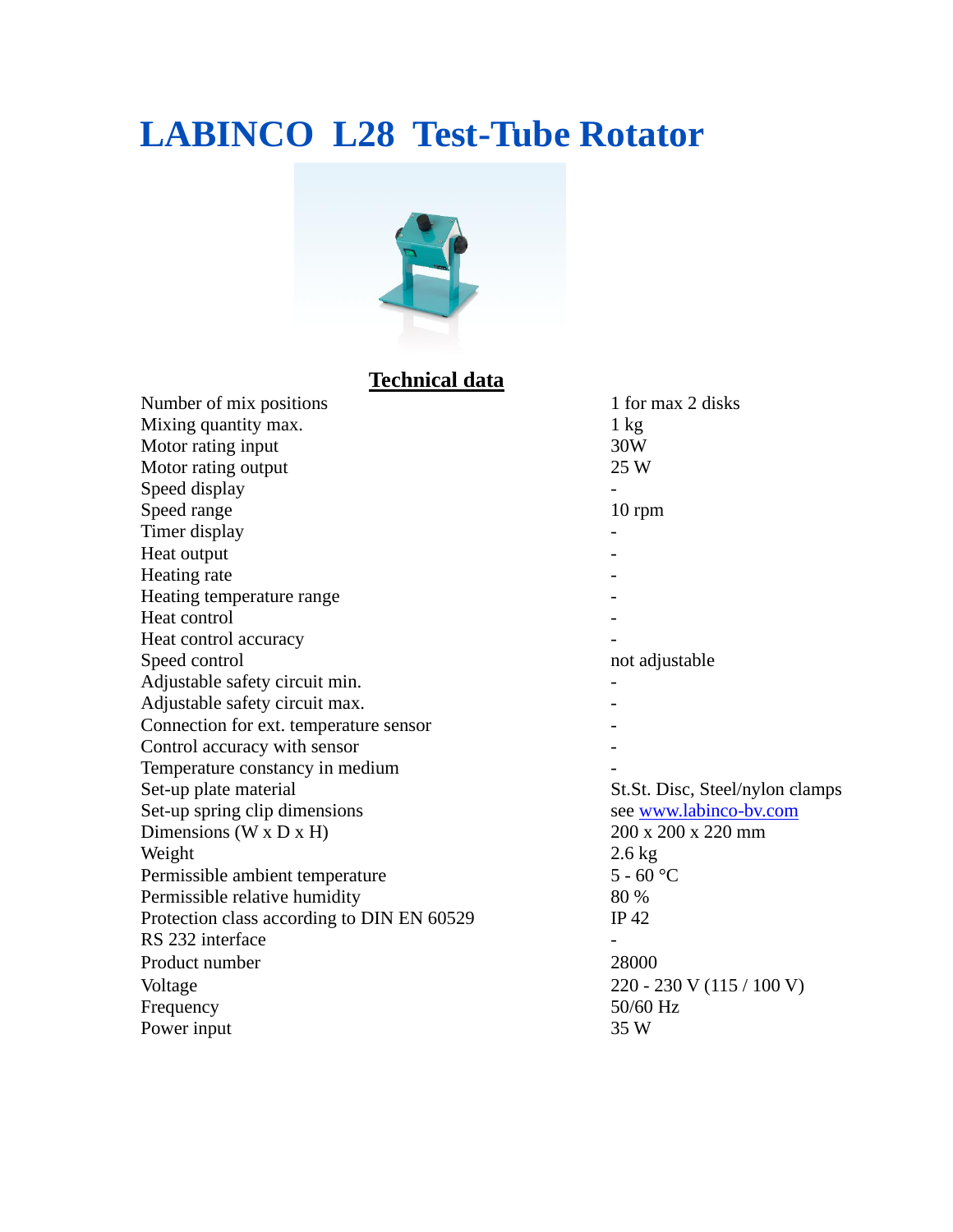# LABINCO L28 Test-Tube Rotator

## Technical data

| | |
|---|---|
| Number of mix positions | 1 for max 2 disks |
| Mixing quantity max. | 1 kg |
| Motor rating input | 30W |
| Motor rating output | 25 W |
| Speed display | - |
| Speed range | 10 rpm |
| Timer display | - |
| Heat output | - |
| Heating rate | - |
| Heating temperature range | - |
| Heat control | - |
| Heat control accuracy | - |
| Speed control | not adjustable |
| Adjustable safety circuit min. | - |
| Adjustable safety circuit max. | - |
| Connection for ext. temperature sensor | - |
| Control accuracy with sensor | - |
| Temperature constancy in medium | - |
| Set-up plate material | St.St. Disc, Steel/nylon clamps |
| Set-up spring clip dimensions | see www.labinco-bv.com |
| Dimensions (W x D x H) | 200 x 200 x 220 mm |
| Weight | 2.6 kg |
| Permissible ambient temperature | 5 - 60 °C |
| Permissible relative humidity | 80 % |
| Protection class according to DIN EN 60529 | IP 42 |
| RS 232 interface | - |
| Product number | 28000 |
| Voltage | 220 - 230 V (115 / 100 V) |
| Frequency | 50/60 Hz |
| Power input | 35 W |